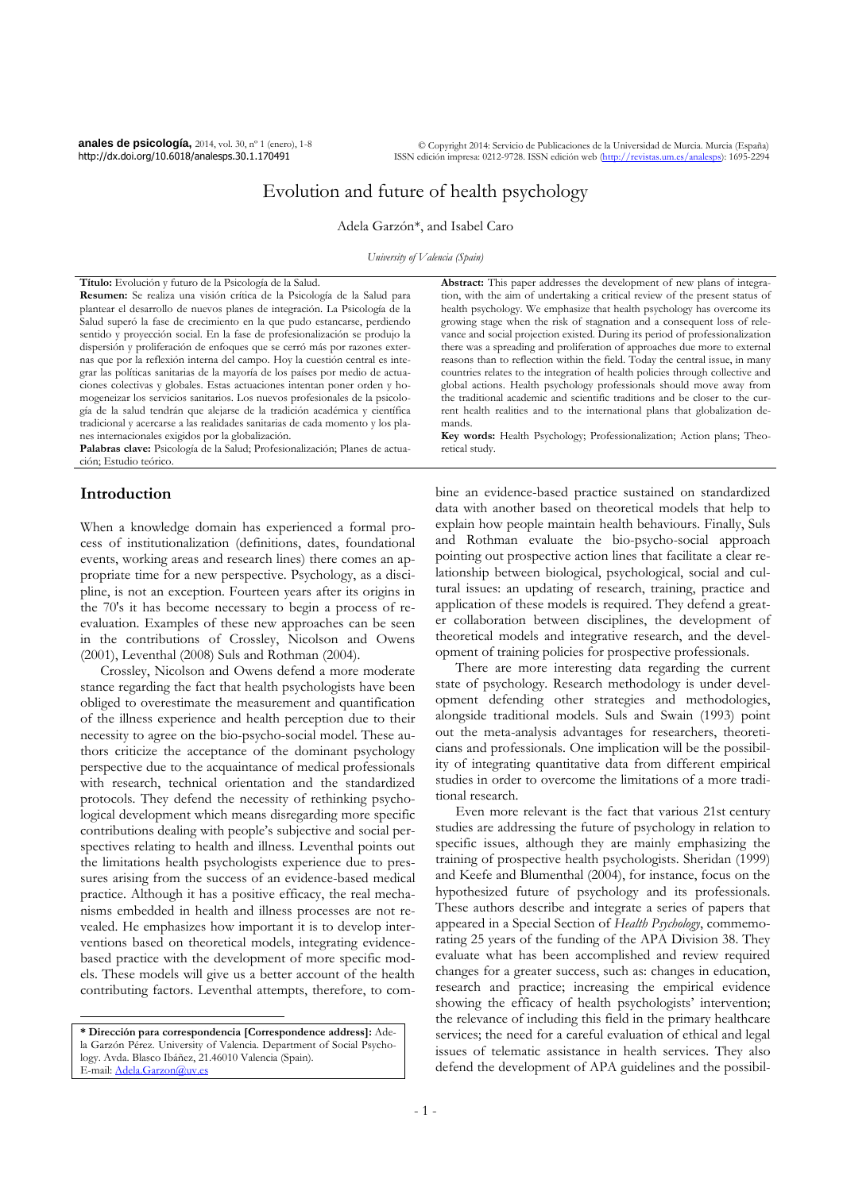# Evolution and future of health psychology

Adela Garzón*, and Isabel Caro

*University of Valencia (Spain)*

**Título:** Evolución y futuro de la Psicología de la Salud.

**Resumen:** Se realiza una visión crítica de la Psicología de la Salud para plantear el desarrollo de nuevos planes de integración. La Psicología de la Salud superó la fase de crecimiento en la que pudo estancarse, perdiendo sentido y proyección social. En la fase de profesionalización se produjo la dispersión y proliferación de enfoques que se cerró más por razones externas que por la reflexión interna del campo. Hoy la cuestión central es integrar las políticas sanitarias de la mayoría de los países por medio de actuaciones colectivas y globales. Estas actuaciones intentan poner orden y homogeneizar los servicios sanitarios. Los nuevos profesionales de la psicología de la salud tendrán que alejarse de la tradición académica y científica tradicional y acercarse a las realidades sanitarias de cada momento y los planes internacionales exigidos por la globalización.

**Palabras clave:** Psicología de la Salud; Profesionalización; Planes de actuación; Estudio teórico.

**Abstract:** This paper addresses the development of new plans of integration, with the aim of undertaking a critical review of the present status of health psychology. We emphasize that health psychology has overcome its growing stage when the risk of stagnation and a consequent loss of relevance and social projection existed. During its period of professionalization there was a spreading and proliferation of approaches due more to external reasons than to reflection within the field. Today the central issue, in many countries relates to the integration of health policies through collective and global actions. Health psychology professionals should move away from the traditional academic and scientific traditions and be closer to the current health realities and to the international plans that globalization demands.

**Key words:** Health Psychology; Professionalization; Action plans; Theoretical study.

## Introduction

When a knowledge domain has experienced a formal process of institutionalization (definitions, dates, foundational events, working areas and research lines) there comes an appropriate time for a new perspective. Psychology, as a discipline, is not an exception. Fourteen years after its origins in the 70's it has become necessary to begin a process of reevaluation. Examples of these new approaches can be seen in the contributions of Crossley, Nicolson and Owens (2001), Leventhal (2008) Suls and Rothman (2004).

Crossley, Nicolson and Owens defend a more moderate stance regarding the fact that health psychologists have been obliged to overestimate the measurement and quantification of the illness experience and health perception due to their necessity to agree on the bio-psycho-social model. These authors criticize the acceptance of the dominant psychology perspective due to the acquaintance of medical professionals with research, technical orientation and the standardized protocols. They defend the necessity of rethinking psychological development which means disregarding more specific contributions dealing with people's subjective and social perspectives relating to health and illness. Leventhal points out the limitations health psychologists experience due to pressures arising from the success of an evidence-based medical practice. Although it has a positive efficacy, the real mechanisms embedded in health and illness processes are not revealed. He emphasizes how important it is to develop interventions based on theoretical models, integrating evidence-based practice with the development of more specific models. These models will give us a better account of the health contributing factors. Leventhal attempts, therefore, to combine an evidence-based practice sustained on standardized data with another based on theoretical models that help to explain how people maintain health behaviours. Finally, Suls and Rothman evaluate the bio-psycho-social approach pointing out prospective action lines that facilitate a clear relationship between biological, psychological, social and cultural issues: an updating of research, training, practice and application of these models is required. They defend a greater collaboration between disciplines, the development of theoretical models and integrative research, and the development of training policies for prospective professionals.

There are more interesting data regarding the current state of psychology. Research methodology is under development defending other strategies and methodologies, alongside traditional models. Suls and Swain (1993) point out the meta-analysis advantages for researchers, theoreticians and professionals. One implication will be the possibility of integrating quantitative data from different empirical studies in order to overcome the limitations of a more traditional research.

Even more relevant is the fact that various 21st century studies are addressing the future of psychology in relation to specific issues, although they are mainly emphasizing the training of prospective health psychologists. Sheridan (1999) and Keefe and Blumenthal (2004), for instance, focus on the hypothesized future of psychology and its professionals. These authors describe and integrate a series of papers that appeared in a Special Section of *Health Psychology*, commemorating 25 years of the funding of the APA Division 38. They evaluate what has been accomplished and review required changes for a greater success, such as: changes in education, research and practice; increasing the empirical evidence showing the efficacy of health psychologists' intervention; the relevance of including this field in the primary healthcare services; the need for a careful evaluation of ethical and legal issues of telematic assistance in health services. They also defend the development of APA guidelines and the possibil-

---

**\* Dirección para correspondencia [Correspondence address]:** Adela Garzón Pérez. University of Valencia. Department of Social Psychology. Avda. Blasco Ibáñez, 21.46010 Valencia (Spain). E-mail: Adela.Garzon@uv.es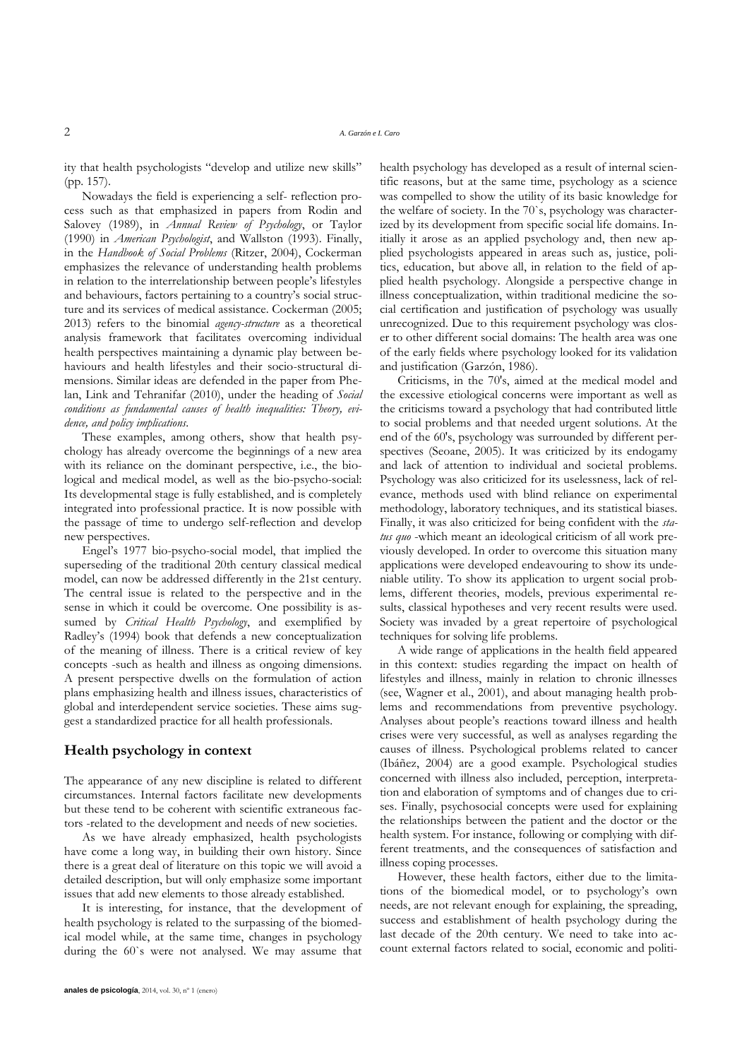ity that health psychologists "develop and utilize new skills" (pp. 157).

Nowadays the field is experiencing a self- reflection process such as that emphasized in papers from Rodin and Salovey (1989), in *Annual Review of Psychology*, or Taylor (1990) in *American Psychologist*, and Wallston (1993). Finally, in the *Handbook of Social Problems* (Ritzer, 2004), Cockerman emphasizes the relevance of understanding health problems in relation to the interrelationship between people's lifestyles and behaviours, factors pertaining to a country's social structure and its services of medical assistance. Cockerman (2005; 2013) refers to the binomial *agency-structure* as a theoretical analysis framework that facilitates overcoming individual health perspectives maintaining a dynamic play between behaviours and health lifestyles and their socio-structural dimensions. Similar ideas are defended in the paper from Phelan, Link and Tehranifar (2010), under the heading of *Social conditions as fundamental causes of health inequalities: Theory, evidence, and policy implications*.

These examples, among others, show that health psychology has already overcome the beginnings of a new area with its reliance on the dominant perspective, i.e., the biological and medical model, as well as the bio-psycho-social: Its developmental stage is fully established, and is completely integrated into professional practice. It is now possible with the passage of time to undergo self-reflection and develop new perspectives.

Engel's 1977 bio-psycho-social model, that implied the superseding of the traditional 20th century classical medical model, can now be addressed differently in the 21st century. The central issue is related to the perspective and in the sense in which it could be overcome. One possibility is assumed by *Critical Health Psychology*, and exemplified by Radley's (1994) book that defends a new conceptualization of the meaning of illness. There is a critical review of key concepts -such as health and illness as ongoing dimensions. A present perspective dwells on the formulation of action plans emphasizing health and illness issues, characteristics of global and interdependent service societies. These aims suggest a standardized practice for all health professionals.

## Health psychology in context

The appearance of any new discipline is related to different circumstances. Internal factors facilitate new developments but these tend to be coherent with scientific extraneous factors -related to the development and needs of new societies.

As we have already emphasized, health psychologists have come a long way, in building their own history. Since there is a great deal of literature on this topic we will avoid a detailed description, but will only emphasize some important issues that add new elements to those already established.

It is interesting, for instance, that the development of health psychology is related to the surpassing of the biomedical model while, at the same time, changes in psychology during the 60`s were not analysed. We may assume that health psychology has developed as a result of internal scientific reasons, but at the same time, psychology as a science was compelled to show the utility of its basic knowledge for the welfare of society. In the 70`s, psychology was characterized by its development from specific social life domains. Initially it arose as an applied psychology and, then new applied psychologists appeared in areas such as, justice, politics, education, but above all, in relation to the field of applied health psychology. Alongside a perspective change in illness conceptualization, within traditional medicine the social certification and justification of psychology was usually unrecognized. Due to this requirement psychology was closer to other different social domains: The health area was one of the early fields where psychology looked for its validation and justification (Garzón, 1986).

Criticisms, in the 70's, aimed at the medical model and the excessive etiological concerns were important as well as the criticisms toward a psychology that had contributed little to social problems and that needed urgent solutions. At the end of the 60's, psychology was surrounded by different perspectives (Seoane, 2005). It was criticized by its endogamy and lack of attention to individual and societal problems. Psychology was also criticized for its uselessness, lack of relevance, methods used with blind reliance on experimental methodology, laboratory techniques, and its statistical biases. Finally, it was also criticized for being confident with the *status quo* -which meant an ideological criticism of all work previously developed. In order to overcome this situation many applications were developed endeavouring to show its undeniable utility. To show its application to urgent social problems, different theories, models, previous experimental results, classical hypotheses and very recent results were used. Society was invaded by a great repertoire of psychological techniques for solving life problems.

A wide range of applications in the health field appeared in this context: studies regarding the impact on health of lifestyles and illness, mainly in relation to chronic illnesses (see, Wagner et al., 2001), and about managing health problems and recommendations from preventive psychology. Analyses about people's reactions toward illness and health crises were very successful, as well as analyses regarding the causes of illness. Psychological problems related to cancer (Ibáñez, 2004) are a good example. Psychological studies concerned with illness also included, perception, interpretation and elaboration of symptoms and of changes due to crises. Finally, psychosocial concepts were used for explaining the relationships between the patient and the doctor or the health system. For instance, following or complying with different treatments, and the consequences of satisfaction and illness coping processes.

However, these health factors, either due to the limitations of the biomedical model, or to psychology's own needs, are not relevant enough for explaining, the spreading, success and establishment of health psychology during the last decade of the 20th century. We need to take into account external factors related to social, economic and politi-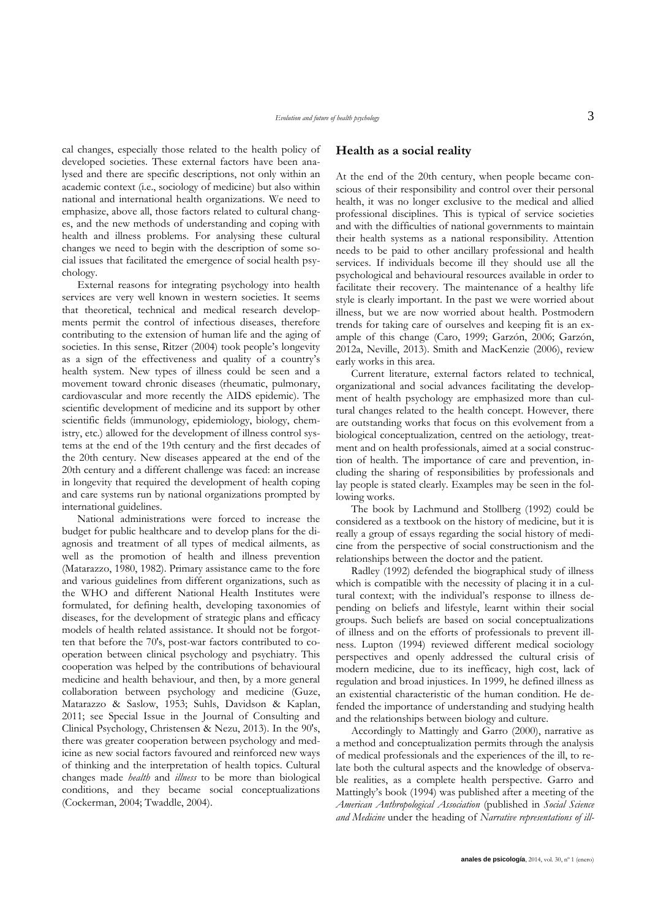cal changes, especially those related to the health policy of developed societies. These external factors have been analysed and there are specific descriptions, not only within an academic context (i.e., sociology of medicine) but also within national and international health organizations. We need to emphasize, above all, those factors related to cultural changes, and the new methods of understanding and coping with health and illness problems. For analysing these cultural changes we need to begin with the description of some social issues that facilitated the emergence of social health psychology.

External reasons for integrating psychology into health services are very well known in western societies. It seems that theoretical, technical and medical research developments permit the control of infectious diseases, therefore contributing to the extension of human life and the aging of societies. In this sense, Ritzer (2004) took people's longevity as a sign of the effectiveness and quality of a country's health system. New types of illness could be seen and a movement toward chronic diseases (rheumatic, pulmonary, cardiovascular and more recently the AIDS epidemic). The scientific development of medicine and its support by other scientific fields (immunology, epidemiology, biology, chemistry, etc.) allowed for the development of illness control systems at the end of the 19th century and the first decades of the 20th century. New diseases appeared at the end of the 20th century and a different challenge was faced: an increase in longevity that required the development of health coping and care systems run by national organizations prompted by international guidelines.

National administrations were forced to increase the budget for public healthcare and to develop plans for the diagnosis and treatment of all types of medical ailments, as well as the promotion of health and illness prevention (Matarazzo, 1980, 1982). Primary assistance came to the fore and various guidelines from different organizations, such as the WHO and different National Health Institutes were formulated, for defining health, developing taxonomies of diseases, for the development of strategic plans and efficacy models of health related assistance. It should not be forgotten that before the 70's, post-war factors contributed to cooperation between clinical psychology and psychiatry. This cooperation was helped by the contributions of behavioural medicine and health behaviour, and then, by a more general collaboration between psychology and medicine (Guze, Matarazzo & Saslow, 1953; Suhls, Davidson & Kaplan, 2011; see Special Issue in the Journal of Consulting and Clinical Psychology, Christensen & Nezu, 2013). In the 90's, there was greater cooperation between psychology and medicine as new social factors favoured and reinforced new ways of thinking and the interpretation of health topics. Cultural changes made *health* and *illness* to be more than biological conditions, and they became social conceptualizations (Cockerman, 2004; Twaddle, 2004).

## Health as a social reality

At the end of the 20th century, when people became conscious of their responsibility and control over their personal health, it was no longer exclusive to the medical and allied professional disciplines. This is typical of service societies and with the difficulties of national governments to maintain their health systems as a national responsibility. Attention needs to be paid to other ancillary professional and health services. If individuals become ill they should use all the psychological and behavioural resources available in order to facilitate their recovery. The maintenance of a healthy life style is clearly important. In the past we were worried about illness, but we are now worried about health. Postmodern trends for taking care of ourselves and keeping fit is an example of this change (Caro, 1999; Garzón, 2006; Garzón, 2012a, Neville, 2013). Smith and MacKenzie (2006), review early works in this area.

Current literature, external factors related to technical, organizational and social advances facilitating the development of health psychology are emphasized more than cultural changes related to the health concept. However, there are outstanding works that focus on this evolvement from a biological conceptualization, centred on the aetiology, treatment and on health professionals, aimed at a social construction of health. The importance of care and prevention, including the sharing of responsibilities by professionals and lay people is stated clearly. Examples may be seen in the following works.

The book by Lachmund and Stollberg (1992) could be considered as a textbook on the history of medicine, but it is really a group of essays regarding the social history of medicine from the perspective of social constructionism and the relationships between the doctor and the patient.

Radley (1992) defended the biographical study of illness which is compatible with the necessity of placing it in a cultural context; with the individual's response to illness depending on beliefs and lifestyle, learnt within their social groups. Such beliefs are based on social conceptualizations of illness and on the efforts of professionals to prevent illness. Lupton (1994) reviewed different medical sociology perspectives and openly addressed the cultural crisis of modern medicine, due to its inefficacy, high cost, lack of regulation and broad injustices. In 1999, he defined illness as an existential characteristic of the human condition. He defended the importance of understanding and studying health and the relationships between biology and culture.

Accordingly to Mattingly and Garro (2000), narrative as a method and conceptualization permits through the analysis of medical professionals and the experiences of the ill, to relate both the cultural aspects and the knowledge of observable realities, as a complete health perspective. Garro and Mattingly's book (1994) was published after a meeting of the *American Anthropological Association* (published in *Social Science and Medicine* under the heading of *Narrative representations of ill-*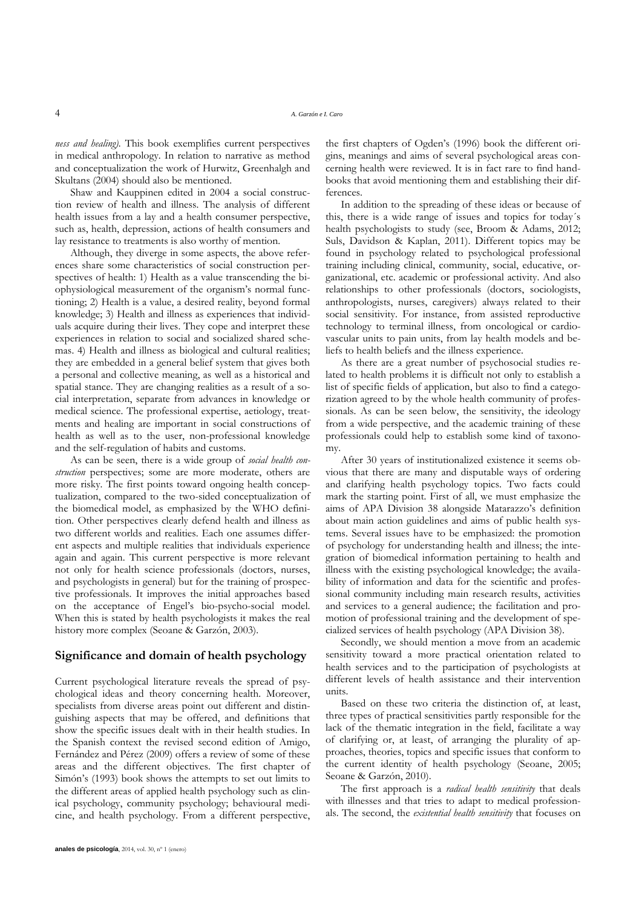*ness and healing)*. This book exemplifies current perspectives in medical anthropology. In relation to narrative as method and conceptualization the work of Hurwitz, Greenhalgh and Skultans (2004) should also be mentioned.

Shaw and Kauppinen edited in 2004 a social construction review of health and illness. The analysis of different health issues from a lay and a health consumer perspective, such as, health, depression, actions of health consumers and lay resistance to treatments is also worthy of mention.

Although, they diverge in some aspects, the above references share some characteristics of social construction perspectives of health: 1) Health as a value transcending the biophysiological measurement of the organism's normal functioning; 2) Health is a value, a desired reality, beyond formal knowledge; 3) Health and illness as experiences that individuals acquire during their lives. They cope and interpret these experiences in relation to social and socialized shared schemas. 4) Health and illness as biological and cultural realities; they are embedded in a general belief system that gives both a personal and collective meaning, as well as a historical and spatial stance. They are changing realities as a result of a social interpretation, separate from advances in knowledge or medical science. The professional expertise, aetiology, treatments and healing are important in social constructions of health as well as to the user, non-professional knowledge and the self-regulation of habits and customs.

As can be seen, there is a wide group of *social health construction* perspectives; some are more moderate, others are more risky. The first points toward ongoing health conceptualization, compared to the two-sided conceptualization of the biomedical model, as emphasized by the WHO definition. Other perspectives clearly defend health and illness as two different worlds and realities. Each one assumes different aspects and multiple realities that individuals experience again and again. This current perspective is more relevant not only for health science professionals (doctors, nurses, and psychologists in general) but for the training of prospective professionals. It improves the initial approaches based on the acceptance of Engel's bio-psycho-social model. When this is stated by health psychologists it makes the real history more complex (Seoane & Garzón, 2003).

## Significance and domain of health psychology

Current psychological literature reveals the spread of psychological ideas and theory concerning health. Moreover, specialists from diverse areas point out different and distinguishing aspects that may be offered, and definitions that show the specific issues dealt with in their health studies. In the Spanish context the revised second edition of Amigo, Fernández and Pérez (2009) offers a review of some of these areas and the different objectives. The first chapter of Simón's (1993) book shows the attempts to set out limits to the different areas of applied health psychology such as clinical psychology, community psychology; behavioural medicine, and health psychology. From a different perspective, the first chapters of Ogden's (1996) book the different origins, meanings and aims of several psychological areas concerning health were reviewed. It is in fact rare to find handbooks that avoid mentioning them and establishing their differences.

In addition to the spreading of these ideas or because of this, there is a wide range of issues and topics for today´s health psychologists to study (see, Broom & Adams, 2012; Suls, Davidson & Kaplan, 2011). Different topics may be found in psychology related to psychological professional training including clinical, community, social, educative, organizational, etc. academic or professional activity. And also relationships to other professionals (doctors, sociologists, anthropologists, nurses, caregivers) always related to their social sensitivity. For instance, from assisted reproductive technology to terminal illness, from oncological or cardiovascular units to pain units, from lay health models and beliefs to health beliefs and the illness experience.

As there are a great number of psychosocial studies related to health problems it is difficult not only to establish a list of specific fields of application, but also to find a categorization agreed to by the whole health community of professionals. As can be seen below, the sensitivity, the ideology from a wide perspective, and the academic training of these professionals could help to establish some kind of taxonomy.

After 30 years of institutionalized existence it seems obvious that there are many and disputable ways of ordering and clarifying health psychology topics. Two facts could mark the starting point. First of all, we must emphasize the aims of APA Division 38 alongside Matarazzo's definition about main action guidelines and aims of public health systems. Several issues have to be emphasized: the promotion of psychology for understanding health and illness; the integration of biomedical information pertaining to health and illness with the existing psychological knowledge; the availability of information and data for the scientific and professional community including main research results, activities and services to a general audience; the facilitation and promotion of professional training and the development of specialized services of health psychology (APA Division 38).

Secondly, we should mention a move from an academic sensitivity toward a more practical orientation related to health services and to the participation of psychologists at different levels of health assistance and their intervention units.

Based on these two criteria the distinction of, at least, three types of practical sensitivities partly responsible for the lack of the thematic integration in the field, facilitate a way of clarifying or, at least, of arranging the plurality of approaches, theories, topics and specific issues that conform to the current identity of health psychology (Seoane, 2005; Seoane & Garzón, 2010).

The first approach is a *radical health sensitivity* that deals with illnesses and that tries to adapt to medical professionals. The second, the *existential health sensitivity* that focuses on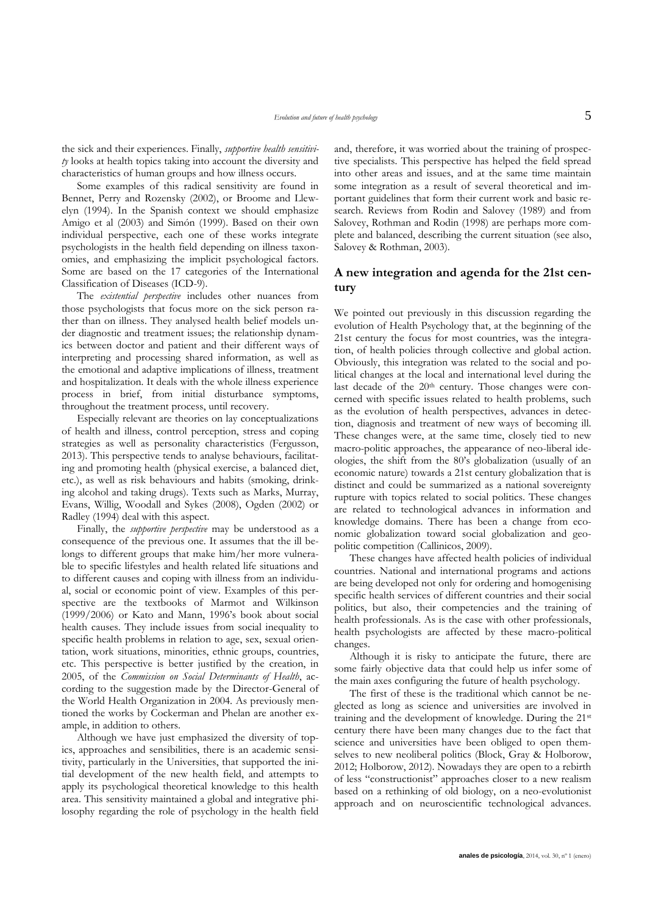the sick and their experiences. Finally, *supportive health sensitivity* looks at health topics taking into account the diversity and characteristics of human groups and how illness occurs.

Some examples of this radical sensitivity are found in Bennet, Perry and Rozensky (2002), or Broome and Llewelyn (1994). In the Spanish context we should emphasize Amigo et al (2003) and Simón (1999). Based on their own individual perspective, each one of these works integrate psychologists in the health field depending on illness taxonomies, and emphasizing the implicit psychological factors. Some are based on the 17 categories of the International Classification of Diseases (ICD-9).

The *existential perspective* includes other nuances from those psychologists that focus more on the sick person rather than on illness. They analysed health belief models under diagnostic and treatment issues; the relationship dynamics between doctor and patient and their different ways of interpreting and processing shared information, as well as the emotional and adaptive implications of illness, treatment and hospitalization. It deals with the whole illness experience process in brief, from initial disturbance symptoms, throughout the treatment process, until recovery.

Especially relevant are theories on lay conceptualizations of health and illness, control perception, stress and coping strategies as well as personality characteristics (Fergusson, 2013). This perspective tends to analyse behaviours, facilitating and promoting health (physical exercise, a balanced diet, etc.), as well as risk behaviours and habits (smoking, drinking alcohol and taking drugs). Texts such as Marks, Murray, Evans, Willig, Woodall and Sykes (2008), Ogden (2002) or Radley (1994) deal with this aspect.

Finally, the *supportive perspective* may be understood as a consequence of the previous one. It assumes that the ill belongs to different groups that make him/her more vulnerable to specific lifestyles and health related life situations and to different causes and coping with illness from an individual, social or economic point of view. Examples of this perspective are the textbooks of Marmot and Wilkinson (1999/2006) or Kato and Mann, 1996's book about social health causes. They include issues from social inequality to specific health problems in relation to age, sex, sexual orientation, work situations, minorities, ethnic groups, countries, etc. This perspective is better justified by the creation, in 2005, of the *Commission on Social Determinants of Health*, according to the suggestion made by the Director-General of the World Health Organization in 2004. As previously mentioned the works by Cockerman and Phelan are another example, in addition to others.

Although we have just emphasized the diversity of topics, approaches and sensibilities, there is an academic sensitivity, particularly in the Universities, that supported the initial development of the new health field, and attempts to apply its psychological theoretical knowledge to this health area. This sensitivity maintained a global and integrative philosophy regarding the role of psychology in the health field and, therefore, it was worried about the training of prospective specialists. This perspective has helped the field spread into other areas and issues, and at the same time maintain some integration as a result of several theoretical and important guidelines that form their current work and basic research. Reviews from Rodin and Salovey (1989) and from Salovey, Rothman and Rodin (1998) are perhaps more complete and balanced, describing the current situation (see also, Salovey & Rothman, 2003).

## A new integration and agenda for the 21st century

We pointed out previously in this discussion regarding the evolution of Health Psychology that, at the beginning of the 21st century the focus for most countries, was the integration, of health policies through collective and global action. Obviously, this integration was related to the social and political changes at the local and international level during the last decade of the 20th century. Those changes were concerned with specific issues related to health problems, such as the evolution of health perspectives, advances in detection, diagnosis and treatment of new ways of becoming ill. These changes were, at the same time, closely tied to new macro-politic approaches, the appearance of neo-liberal ideologies, the shift from the 80's globalization (usually of an economic nature) towards a 21st century globalization that is distinct and could be summarized as a national sovereignty rupture with topics related to social politics. These changes are related to technological advances in information and knowledge domains. There has been a change from economic globalization toward social globalization and geopolitic competition (Callinicos, 2009).

These changes have affected health policies of individual countries. National and international programs and actions are being developed not only for ordering and homogenising specific health services of different countries and their social politics, but also, their competencies and the training of health professionals. As is the case with other professionals, health psychologists are affected by these macro-political changes.

Although it is risky to anticipate the future, there are some fairly objective data that could help us infer some of the main axes configuring the future of health psychology.

The first of these is the traditional which cannot be neglected as long as science and universities are involved in training and the development of knowledge. During the 21st century there have been many changes due to the fact that science and universities have been obliged to open themselves to new neoliberal politics (Block, Gray & Holborow, 2012; Holborow, 2012). Nowadays they are open to a rebirth of less "constructionist" approaches closer to a new realism based on a rethinking of old biology, on a neo-evolutionist approach and on neuroscientific technological advances.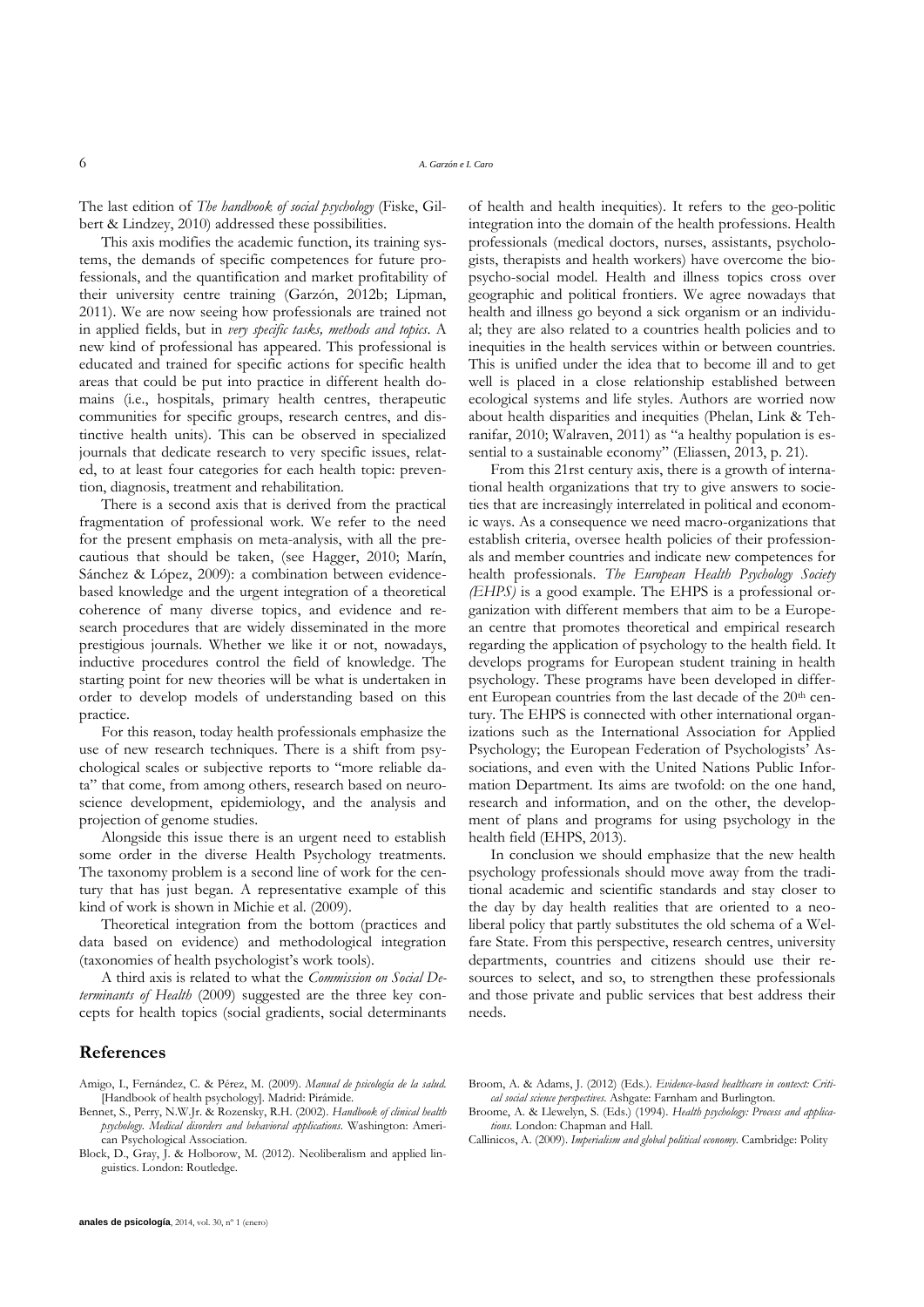The last edition of *The handbook of social psychology* (Fiske, Gilbert & Lindzey, 2010) addressed these possibilities.

This axis modifies the academic function, its training systems, the demands of specific competences for future professionals, and the quantification and market profitability of their university centre training (Garzón, 2012b; Lipman, 2011). We are now seeing how professionals are trained not in applied fields, but in *very specific tasks, methods and topics*. A new kind of professional has appeared. This professional is educated and trained for specific actions for specific health areas that could be put into practice in different health domains (i.e., hospitals, primary health centres, therapeutic communities for specific groups, research centres, and distinctive health units). This can be observed in specialized journals that dedicate research to very specific issues, related, to at least four categories for each health topic: prevention, diagnosis, treatment and rehabilitation.

There is a second axis that is derived from the practical fragmentation of professional work. We refer to the need for the present emphasis on meta-analysis, with all the precautious that should be taken, (see Hagger, 2010; Marín, Sánchez & López, 2009): a combination between evidence-based knowledge and the urgent integration of a theoretical coherence of many diverse topics, and evidence and research procedures that are widely disseminated in the more prestigious journals. Whether we like it or not, nowadays, inductive procedures control the field of knowledge. The starting point for new theories will be what is undertaken in order to develop models of understanding based on this practice.

For this reason, today health professionals emphasize the use of new research techniques. There is a shift from psychological scales or subjective reports to "more reliable data" that come, from among others, research based on neuroscience development, epidemiology, and the analysis and projection of genome studies.

Alongside this issue there is an urgent need to establish some order in the diverse Health Psychology treatments. The taxonomy problem is a second line of work for the century that has just began. A representative example of this kind of work is shown in Michie et al. (2009).

Theoretical integration from the bottom (practices and data based on evidence) and methodological integration (taxonomies of health psychologist's work tools).

A third axis is related to what the *Commission on Social Determinants of Health* (2009) suggested are the three key concepts for health topics (social gradients, social determinants of health and health inequities). It refers to the geo-politic integration into the domain of the health professions. Health professionals (medical doctors, nurses, assistants, psychologists, therapists and health workers) have overcome the bio-psycho-social model. Health and illness topics cross over geographic and political frontiers. We agree nowadays that health and illness go beyond a sick organism or an individual; they are also related to a countries health policies and to inequities in the health services within or between countries. This is unified under the idea that to become ill and to get well is placed in a close relationship established between ecological systems and life styles. Authors are worried now about health disparities and inequities (Phelan, Link & Tehranifar, 2010; Walraven, 2011) as "a healthy population is essential to a sustainable economy" (Eliassen, 2013, p. 21).

From this 21rst century axis, there is a growth of international health organizations that try to give answers to societies that are increasingly interrelated in political and economic ways. As a consequence we need macro-organizations that establish criteria, oversee health policies of their professionals and member countries and indicate new competences for health professionals. *The European Health Psychology Society (EHPS)* is a good example. The EHPS is a professional organization with different members that aim to be a European centre that promotes theoretical and empirical research regarding the application of psychology to the health field. It develops programs for European student training in health psychology. These programs have been developed in different European countries from the last decade of the 20th century. The EHPS is connected with other international organizations such as the International Association for Applied Psychology; the European Federation of Psychologists' Associations, and even with the United Nations Public Information Department. Its aims are twofold: on the one hand, research and information, and on the other, the development of plans and programs for using psychology in the health field (EHPS, 2013).

In conclusion we should emphasize that the new health psychology professionals should move away from the traditional academic and scientific standards and stay closer to the day by day health realities that are oriented to a neoliberal policy that partly substitutes the old schema of a Welfare State. From this perspective, research centres, university departments, countries and citizens should use their resources to select, and so, to strengthen these professionals and those private and public services that best address their needs.

## References

Amigo, I., Fernández, C. & Pérez, M. (2009). *Manual de psicología de la salud.* [Handbook of health psychology]. Madrid: Pirámide.

Bennet, S., Perry, N.W.Jr. & Rozensky, R.H. (2002). *Handbook of clinical health psychology. Medical disorders and behavioral applications.* Washington: American Psychological Association.

Block, D., Gray, J. & Holborow, M. (2012). Neoliberalism and applied linguistics. London: Routledge.

Broom, A. & Adams, J. (2012) (Eds.). *Evidence-based healthcare in context: Critical social science perspectives.* Ashgate: Farnham and Burlington.

Broome, A. & Llewelyn, S. (Eds.) (1994). *Health psychology: Process and applications.* London: Chapman and Hall.

Callinicos, A. (2009). *Imperialism and global political economy.* Cambridge: Polity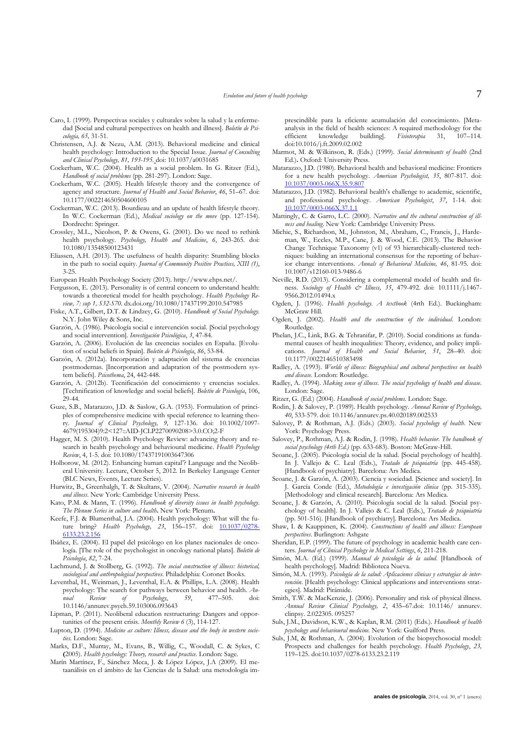Caro, I. (1999). Perspectivas sociales y culturales sobre la salud y la enfermedad [Social and cultural perspectives on health and illness]. *Boletín de Psicología, 65,* 31-51.

Christensen, A.J. & Nezu, A.M. (2013). Behavioral medicine and clinical health psychology: Introduction to the Special Issue. *Journal of Consulting and Clinical Psychology, 81, 193-195.* doi: 10.1037/a0031685

Cockerham, W.C. (2004). Health as a social problem. In G. Ritzer (Ed.), *Handbook of social problems* (pp. 281-297). London: Sage.

Cockerham, W.C. (2005). Health lifestyle theory and the convergence of agency and structure. *Journal of Health and Social Behavior*, *46*, 51–67. doi: 10.1177/002214650504600105

Cockerman, W.C. (2013). Bourdieau and an update of health lifestyle theory. In W.C. Cockerman (Ed.), *Medical sociology on the move* (pp. 127-154). Dordrecht: Springer.

Crossley, M.L., Nicolson, P. & Owens, G. (2001). Do we need to rethink health psychology. *Psychology, Health and Medicine*, *6*, 243-265. doi: 10.1080/13548500123431

Eliassen, A.H. (2013). The usefulness of health disparity: Stumbling blocks in the path to social equity. *Journal of Community Positive Practices, XIII (1)*, 3-25.

European Health Psychology Society (2013). http://www.ehps.net/.

Fergusson, E. (2013). Personality is of central concern to understand health: towards a theoretical model for health psychology. *Health Psychology Review, 7: sup 1, S32-S70.* dx.doi.org/10.1080/17437199.2010.547985

Fiske, A.T., Gilbert, D.T. & Lindzey, G. (2010). *Handbook of Social Psychology.* N.Y. John Wiley & Sons, Inc.

Garzón, A. (1986). Psicología social e intervención social. [Social psychology and social intervention]. *Investigación Psicológica*, *3*, 47-84.

Garzón, A. (2006). Evolución de las creencias sociales en España. [Evolution of social beliefs in Spain]. *Boletín de Psicología*, *86*, 53-84.

Garzón, A. (2012a). Incorporación y adaptación del sistema de creencias postmodernas. [Incorporation and adaptation of the postmodern system beliefs]. *Psicothema*, 24, 442-448.

Garzón, A. (2012b). Tecnificación del conocimiento y creencias sociales. [Technification of knowledge and social beliefs]. *Boletín de Psicología*, 106, 29-44.

Guze, S.B., Matarazzo, J.D. & Saslow, G.A. (1953). Formulation of principles of comprehensive medicine with special reference to learning theory. *Journal of Clinical Psychology, 9,* 127-136. doi: 10.1002/1097-4679(195304)9:2<127::AID-JCLP2270090208>3.0.CO;2-F

Hagger, M. S. (2010). Health Psychology Review: advancing theory and research in health psychology and behavioural medicine. *Health Psychology Review*, 4, 1-5. doi: 10.1080/17437191003647306

Holborow, M. (2012). Enhancing human capital'? Language and the Neoliberal University. Lecture, October 5, 2012. In Berkeley Language Center (BLC News, Events, Lecture Series).

Hurwitz, B., Greenhalgh, T. & Skultans, V. (2004). *Narrative research in health and illness*. New York: Cambridge University Press.

Kato, P.M. & Mann, T. (1996). *Handbook of diversity issues in health psychology. The Plenum Series in culture and health***.** New York: Plenum**.**

Keefe, F.J. & Blumenthal, J.A. (2004). Health psychology: What will the future bring? *Health Psychology, 23*, 156–157. doi: 10.1037/0278-6133.23.2.156

Ibáñez, E. (2004). El papel del psicólogo en los planes nacionales de oncología. [The role of the psychologist in oncology national plans]. *Boletín de Psicología*, *82*, 7-24.

Lachmund, J. & Stollberg, G. (1992). *The social construction of illness: historical, sociological and anthropological perspectives.* Philadelphia: Coronet Books.

Leventhal, H., Weinman, J., Leventhal, E.A. & Phillips, L.A. (2008). Health psychology: The search for pathways between behavior and health. *Annual Review of Psychology*, *59*, 477–505. doi: 10.1146/annurev.psych.59.103006.093643

Lipman, P. (2011). Neoliberal education restructuring: Dangers and opportunities of the present crisis. *Monthly Review 6* (3), 114-127.

Lupton, D. (1994). *Medicine as culture: Illness, disease and the body in western societies*. London: Sage.

Marks, D.F., Murray, M., Evans, B., Willig, C., Woodall, C. & Sykes, C **(**2005). *Health psychology: Theory, research and practice.* London: Sage.

Marín Martínez, F., Sánchez Meca, J. & López López, J.A (2009). El metaanálisis en el ámbito de las Ciencias de la Salud: una metodología imprescindible para la eficiente acumulación del conocimiento. [Meta-analysis in the field of health sciences: A required methodology for the efficient knowledge building]. *Fisioterapia* 31, 107–114. doi:10.1016/j.ft.2009.02.002

Marmot, M. & Wilkinson, R. (Eds.) (1999). *Social determinants of health* (2nd Ed.)**.** Oxford: University Press.

Matarazzo, J.D. (1980). Behavioral health and behavioral medicine: Frontiers for a new health psychology. *American Psychologist, 35*, 807-817. doi: 10.1037/0003-066X.35.9.807

Matarazzo, J.D. (1982). Behavioral health's challenge to academic, scientific, and professional psychology. *American Psychologist*, *37*, 1-14. doi: 10.1037/0003-066X.37.1.1

Mattingly, C. & Garro, L.C. (2000). *Narrative and the cultural construction of illness and healing*. New York: Cambridge University Press.

Michie, S., Richardson, M., Johnston, M., Abraham, C., Francis, J., Hardeman, W., Eccles, M.P., Cane, J. & Wood, C.E. (2013). The Behavior Change Technique Taxonomy (v1) of 93 hierarchically-clustered techniques: building an international consensus for the reporting of behavior change interventions. *Annals of Behavioral Medicine, 46*, 81-95. doi: 10.1007/s12160-013-9486-6

Neville, R.D. (2013). Considering a complemental model of health and fitness. *Sociology of Health & Illness, 35*, 479-492. doi: 10.1111/j.1467-9566.2012.01494.x

Ogden, J. (1996). *Health psychology. A textbook* (4rth Ed.). Buckingham: McGraw Hill.

Ogden, J. (2002). *Health and the construction of the individual.* London: Routledge.

Phelan, J.C., Link, B.G. & Tehranifar, P. (2010). Social conditions as fundamental causes of health inequalities: Theory, evidence, and policy implications. *Journal of Health and Social Behavior*, *51*, 28–40. doi: 10.1177/0022146510383498

Radley, A. (1993). *Worlds of illness: Biographical and cultural perspectives on health and disease*. London: Routledge.

Radley, A. (1994). *Making sense of illness. The social psychology of health and disease*. London: Sage.

Ritzer, G. (Ed.) (2004). *Handbook of social problems*. London: Sage.

Rodin, J. & Salovey, P. (1989). Health psychology. *Annual Review of Psychology, 40*, 533-579. doi: 10.1146/annurev.ps.40.020189.002533

Salovey, P. & Rothman, A.J. (Eds.) (2003). *Social psychology of health*. New York: Psychology Press.

Salovey, P., Rothman, A.J. & Rodin, J. (1998). *Health behavior. The handbook of social psychology (4rth Ed.)* (pp. 633-683). Boston: McGraw-Hill.

Seoane, J. (2005). Psicología social de la salud. [Social psychology of health]. In J. Vallejo & C. Leal (Eds.), *Tratado de psiquiatría* (pp. 445-458). [Handbook of psychiatry]. Barcelona: Ars Medica.

Seoane, J. & Garzón, A. (2003). Ciencia y sociedad. [Science and society]. In J. García Conde (Ed.), *Metodología e investigación clínica* (pp. 315-335). [Methodology and clinical research]. Barcelona: Ars Medica.

Seoane, J. & Garzón, A. (2010). Psicología social de la salud. [Social psychology of health]. In J. Vallejo & C. Leal (Eds.), *Tratado de psiquiatría* (pp. 501-516). [Handbook of psychiatry]. Barcelona: Ars Medica.

Shaw, I. & Kauppinen, K. (2004). *Constructions of health and illness: European perspectives*. Burlington: Ashgate

Sheridan, E.P. (1999). The future of psychology in academic health care centers. *Journal of Clinical Psychology in Medical Settings*, *6*, 211-218.

Simón, M.A. (Ed.) (1999). *Manual de psicología de la salud*. [Handbook of health psychology]. Madrid: Biblioteca Nueva.

Simón, M.A. (1993). *Psicología de la salud: Aplicaciones clínicas y estrategias de intervención*. [Health psychology: Clinical applications and interventions strategies]. Madrid: Pirámide.

Smith, T.W. & MacKenzie, J. (2006). Personality and risk of physical illness. *Annual Review Clinical Psychology, 2*, 435–67.doi: 10.1146/ annurev. clinpsy. 2.022305. 095257

Suls, J.M., Davidson, K.W., & Kaplan, R.M. (2011) (Eds.). *Handbook of health psychology and behavioural medicine.* New York: Guilford Press.

Suls, J.M, & Rothman, A. (2004). Evolution of the biopsychosocial model: Prospects and challenges for health psychology. *Health Psychology*, *23,* 119–125. doi:10.1037/0278-6133.23.2.119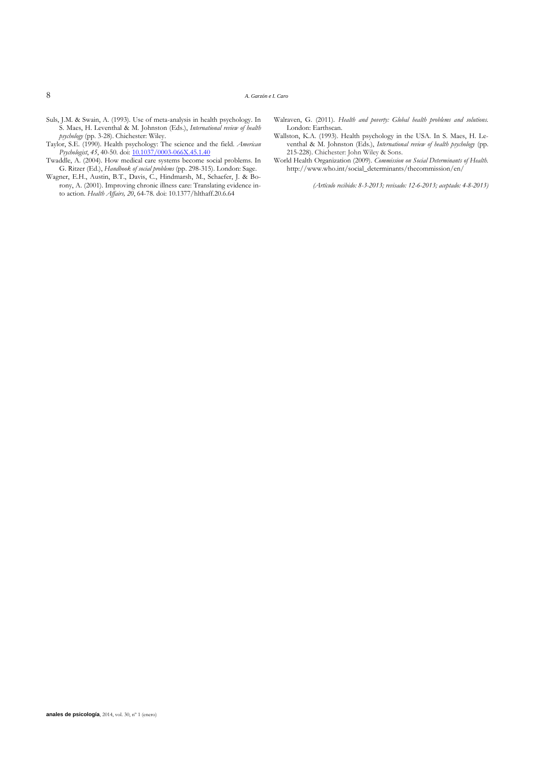Suls, J.M. & Swain, A. (1993). Use of meta-analysis in health psychology. In S. Maes, H. Leventhal & M. Johnston (Eds.), *International review of health psychology* (pp. 3-28). Chichester: Wiley.

Taylor, S.E. (1990). Health psychology: The science and the field. *American Psychologist*, *45*, 40-50. doi: 10.1037/0003-066X.45.1.40

Twaddle, A. (2004). How medical care systems become social problems. In G. Ritzer (Ed.), *Handbook of social problems* (pp. 298-315). London: Sage.

Wagner, E.H., Austin, B.T., Davis, C., Hindmarsh, M., Schaefer, J. & Borony, A. (2001). Improving chronic illness care: Translating evidence into action. *Health Affairs, 20*, 64-78. doi: 10.1377/hlthaff.20.6.64

Walraven, G. (2011). *Health and poverty: Global health problems and solutions.* London: Earthscan.

Wallston, K.A. (1993). Health psychology in the USA. In S. Maes, H. Leventhal & M. Johnston (Eds.), *International review of health psychology* (pp. 215-228). Chichester: John Wiley & Sons.

World Health Organization (2009). *Commission on Social Determinants of Health.* http://www.who.int/social_determinants/thecommission/en/

*(Artículo recibido: 8-3-2013; revisado: 12-6-2013; aceptado: 4-8-2013)*